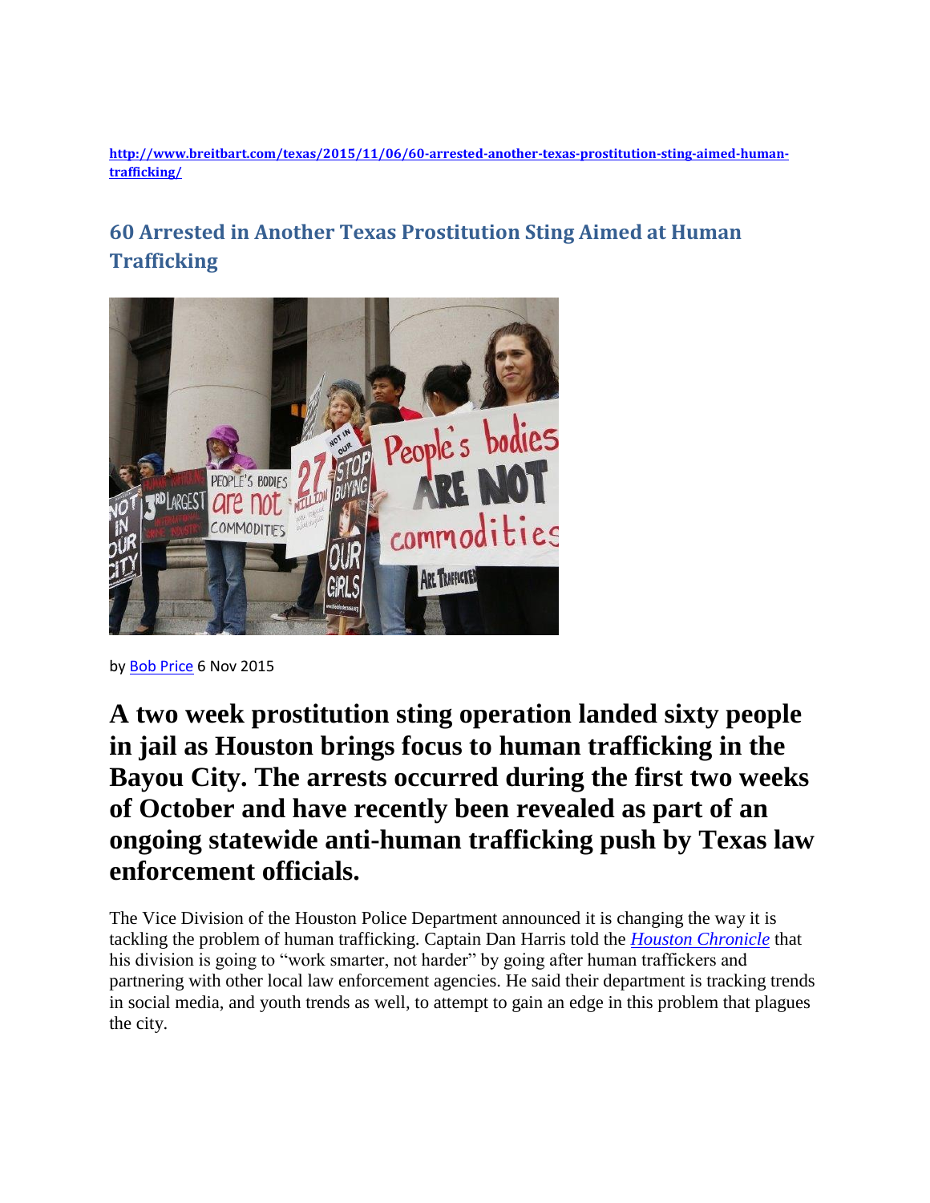http://www.breitbart.com/texas/2015/11/06/60-arrested-another-texas-prostitution-sting-aimed-human-trafficking/

## 60 Arrested in Another Texas Prostitution Sting Aimed at Human Trafficking

by Bob Price 6 Nov 2015

# A two week prostitution sting operation landed sixty people in jail as Houston brings focus to human trafficking in the Bayou City. The arrests occurred during the first two weeks of October and have recently been revealed as part of an ongoing statewide anti-human trafficking push by Texas law enforcement officials.

The Vice Division of the Houston Police Department announced it is changing the way it is tackling the problem of human trafficking. Captain Dan Harris told the *Houston Chronicle* that his division is going to "work smarter, not harder" by going after human traffickers and partnering with other local law enforcement agencies. He said their department is tracking trends in social media, and youth trends as well, to attempt to gain an edge in this problem that plagues the city.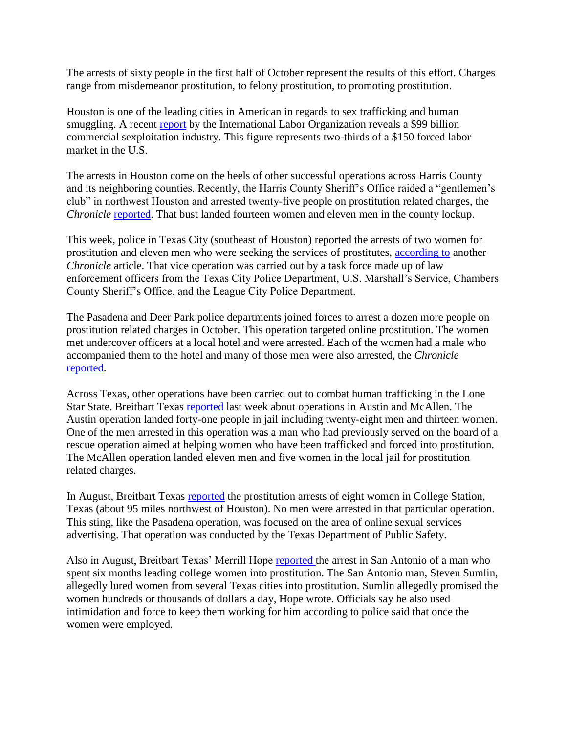The arrests of sixty people in the first half of October represent the results of this effort. Charges range from misdemeanor prostitution, to felony prostitution, to promoting prostitution.

Houston is one of the leading cities in American in regards to sex trafficking and human smuggling. A recent report by the International Labor Organization reveals a $99 billion commercial sexploitation industry. This figure represents two-thirds of a $150 forced labor market in the U.S.

The arrests in Houston come on the heels of other successful operations across Harris County and its neighboring counties. Recently, the Harris County Sheriff's Office raided a "gentlemen's club" in northwest Houston and arrested twenty-five people on prostitution related charges, the *Chronicle* reported. That bust landed fourteen women and eleven men in the county lockup.

This week, police in Texas City (southeast of Houston) reported the arrests of two women for prostitution and eleven men who were seeking the services of prostitutes, according to another *Chronicle* article. That vice operation was carried out by a task force made up of law enforcement officers from the Texas City Police Department, U.S. Marshall's Service, Chambers County Sheriff's Office, and the League City Police Department.

The Pasadena and Deer Park police departments joined forces to arrest a dozen more people on prostitution related charges in October. This operation targeted online prostitution. The women met undercover officers at a local hotel and were arrested. Each of the women had a male who accompanied them to the hotel and many of those men were also arrested, the *Chronicle* reported.

Across Texas, other operations have been carried out to combat human trafficking in the Lone Star State. Breitbart Texas reported last week about operations in Austin and McAllen. The Austin operation landed forty-one people in jail including twenty-eight men and thirteen women. One of the men arrested in this operation was a man who had previously served on the board of a rescue operation aimed at helping women who have been trafficked and forced into prostitution. The McAllen operation landed eleven men and five women in the local jail for prostitution related charges.

In August, Breitbart Texas reported the prostitution arrests of eight women in College Station, Texas (about 95 miles northwest of Houston). No men were arrested in that particular operation. This sting, like the Pasadena operation, was focused on the area of online sexual services advertising. That operation was conducted by the Texas Department of Public Safety.

Also in August, Breitbart Texas' Merrill Hope reported the arrest in San Antonio of a man who spent six months leading college women into prostitution. The San Antonio man, Steven Sumlin, allegedly lured women from several Texas cities into prostitution. Sumlin allegedly promised the women hundreds or thousands of dollars a day, Hope wrote. Officials say he also used intimidation and force to keep them working for him according to police said that once the women were employed.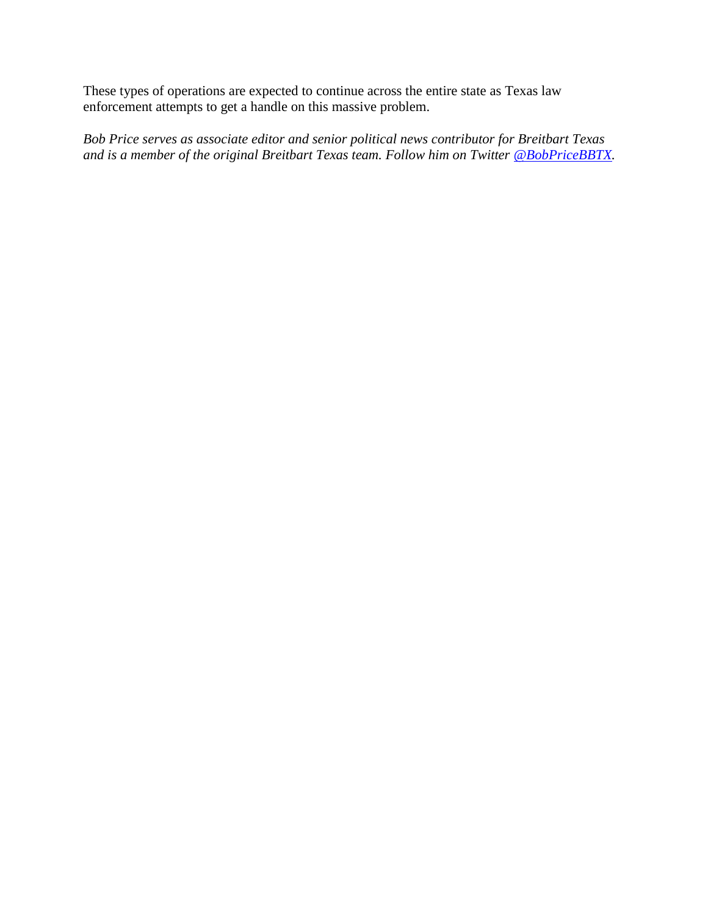These types of operations are expected to continue across the entire state as Texas law enforcement attempts to get a handle on this massive problem.

*Bob Price serves as associate editor and senior political news contributor for Breitbart Texas and is a member of the original Breitbart Texas team. Follow him on Twitter [@BobPriceBBTX](https://twitter.com/BobPriceBBTX).*